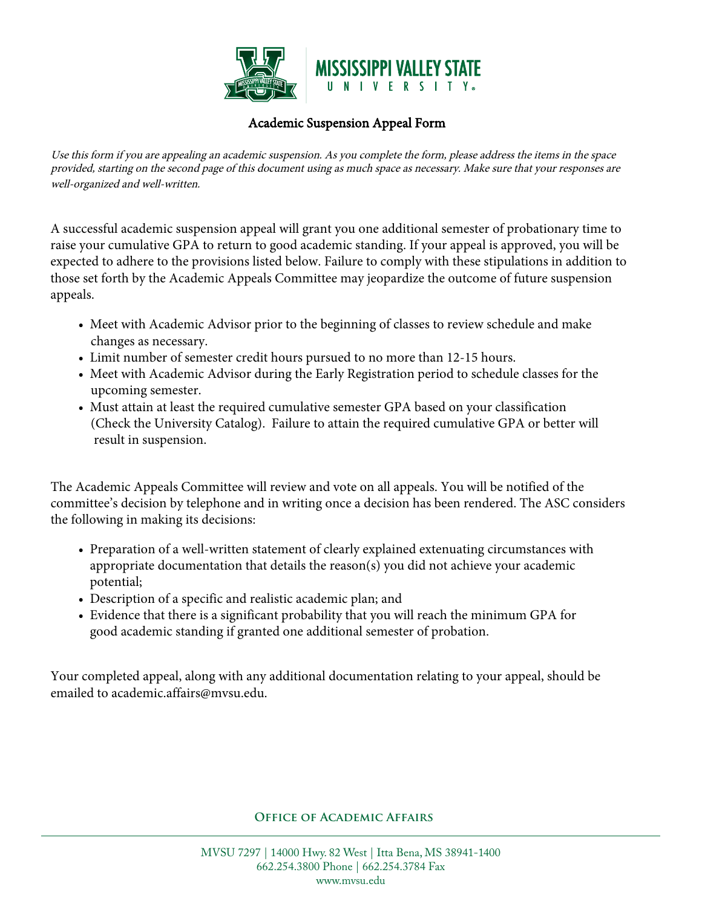# Mississippi Valley State University

## Academic Suspension Appeal Form

*Use this form if you are appealing an academic suspension. As you complete the form, please address the items in the space provided, starting on the second page of this document using as much space as necessary. Make sure that your responses are well-organized and well-written.*

A successful academic suspension appeal will grant you one additional semester of probationary time to raise your cumulative GPA to return to good academic standing. If your appeal is approved, you will be expected to adhere to the provisions listed below. Failure to comply with these stipulations in addition to those set forth by the Academic Appeals Committee may jeopardize the outcome of future suspension appeals.

- Meet with Academic Advisor prior to the beginning of classes to review schedule and make changes as necessary.
- Limit number of semester credit hours pursued to no more than 12-15 hours.
- Meet with Academic Advisor during the Early Registration period to schedule classes for the upcoming semester.
- Must attain at least the required cumulative semester GPA based on your classification (Check the University Catalog). Failure to attain the required cumulative GPA or better will result in suspension.

The Academic Appeals Committee will review and vote on all appeals. You will be notified of the committee's decision by telephone and in writing once a decision has been rendered. The ASC considers the following in making its decisions:

- Preparation of a well-written statement of clearly explained extenuating circumstances with appropriate documentation that details the reason(s) you did not achieve your academic potential;
- Description of a specific and realistic academic plan; and
- Evidence that there is a significant probability that you will reach the minimum GPA for good academic standing if granted one additional semester of probation.

Your completed appeal, along with any additional documentation relating to your appeal, should be emailed to academic.affairs@mvsu.edu.

**Office of Academic Affairs**

MVSU 7297 | 14000 Hwy. 82 West | Itta Bena, MS 38941-1400
662.254.3800 Phone | 662.254.3784 Fax
www.mvsu.edu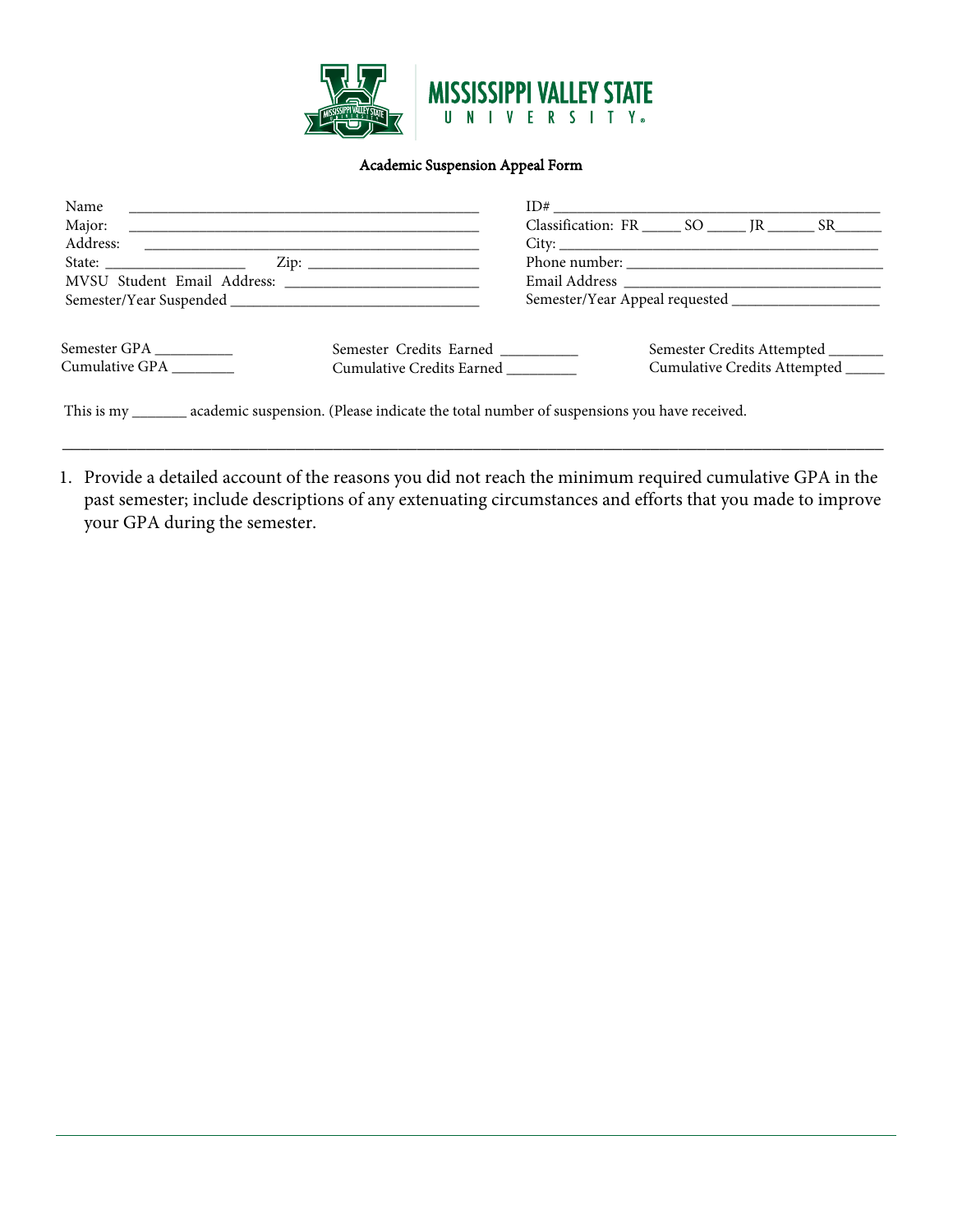**MISSISSIPPI VALLEY STATE UNIVERSITY**

**Academic Suspension Appeal Form**

Name ________________________________________________ ID# ____________________________________________

Major: ________________________________________________ Classification: FR _____ SO _____ JR ______ SR______

Address: ______________________________________________ City: ____________________________________________

State: __________________ Zip: ______________________ Phone number: __________________________________

MVSU Student Email Address: _________________________ Email Address ___________________________________

Semester/Year Suspended ________________________________ Semester/Year Appeal requested ___________________

Semester GPA __________ Semester Credits Earned __________ Semester Credits Attempted _______

Cumulative GPA ________ Cumulative Credits Earned _________ Cumulative Credits Attempted _____

This is my _______ academic suspension. (Please indicate the total number of suspensions you have received.

---

1. Provide a detailed account of the reasons you did not reach the minimum required cumulative GPA in the past semester; include descriptions of any extenuating circumstances and efforts that you made to improve your GPA during the semester.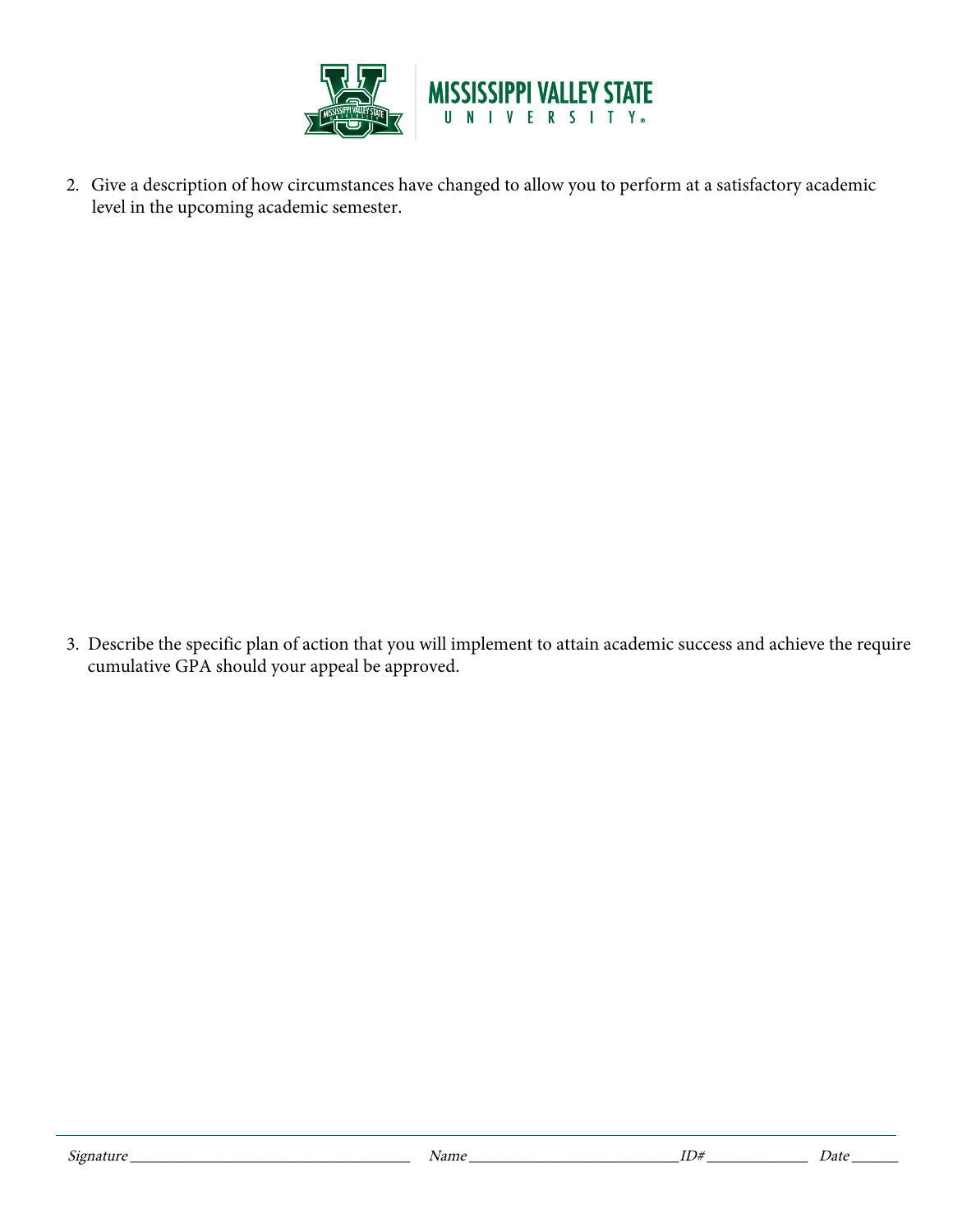MISSISSIPPI VALLEY STATE UNIVERSITY

2. Give a description of how circumstances have changed to allow you to perform at a satisfactory academic level in the upcoming academic semester.

3. Describe the specific plan of action that you will implement to attain academic success and achieve the require cumulative GPA should your appeal be approved.

*Signature* ___________________________________ *Name* ___________________________ *ID#* _____________ *Date* ______